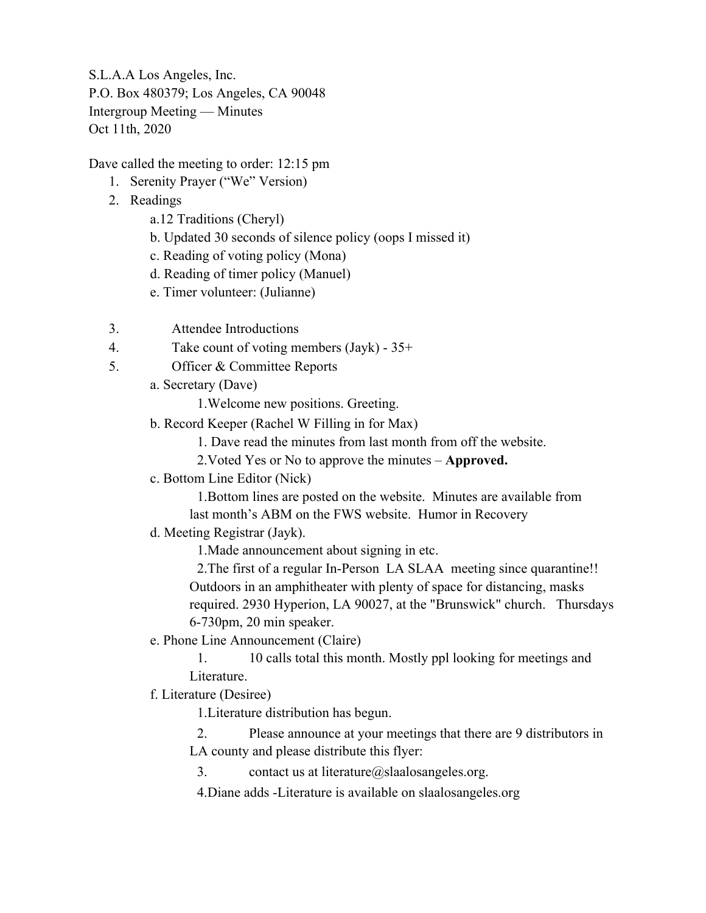S.L.A.A Los Angeles, Inc.
P.O. Box 480379; Los Angeles, CA 90048
Intergroup Meeting — Minutes
Oct 11th, 2020

Dave called the meeting to order: 12:15 pm

1. Serenity Prayer ("We" Version)
2. Readings
   - a.12 Traditions (Cheryl)
   - b. Updated 30 seconds of silence policy (oops I missed it)
   - c. Reading of voting policy (Mona)
   - d. Reading of timer policy (Manuel)
   - e. Timer volunteer: (Julianne)
3. Attendee Introductions
4. Take count of voting members (Jayk) - 35+
5. Officer & Committee Reports
   - a. Secretary (Dave)
     1. Welcome new positions. Greeting.
   - b. Record Keeper (Rachel W Filling in for Max)
     1. Dave read the minutes from last month from off the website.
     2. Voted Yes or No to approve the minutes – **Approved.**
   - c. Bottom Line Editor (Nick)
     1. Bottom lines are posted on the website. Minutes are available from last month's ABM on the FWS website. Humor in Recovery
   - d. Meeting Registrar (Jayk).
     1. Made announcement about signing in etc.
     2. The first of a regular In-Person LA SLAA meeting since quarantine!! Outdoors in an amphitheater with plenty of space for distancing, masks required. 2930 Hyperion, LA 90027, at the "Brunswick" church. Thursdays 6-730pm, 20 min speaker.
   - e. Phone Line Announcement (Claire)
     1. 10 calls total this month. Mostly ppl looking for meetings and Literature.
   - f. Literature (Desiree)
     1. Literature distribution has begun.
     2. Please announce at your meetings that there are 9 distributors in LA county and please distribute this flyer:
     3. contact us at literature@slaalosangeles.org.
     4. Diane adds -Literature is available on slaalosangeles.org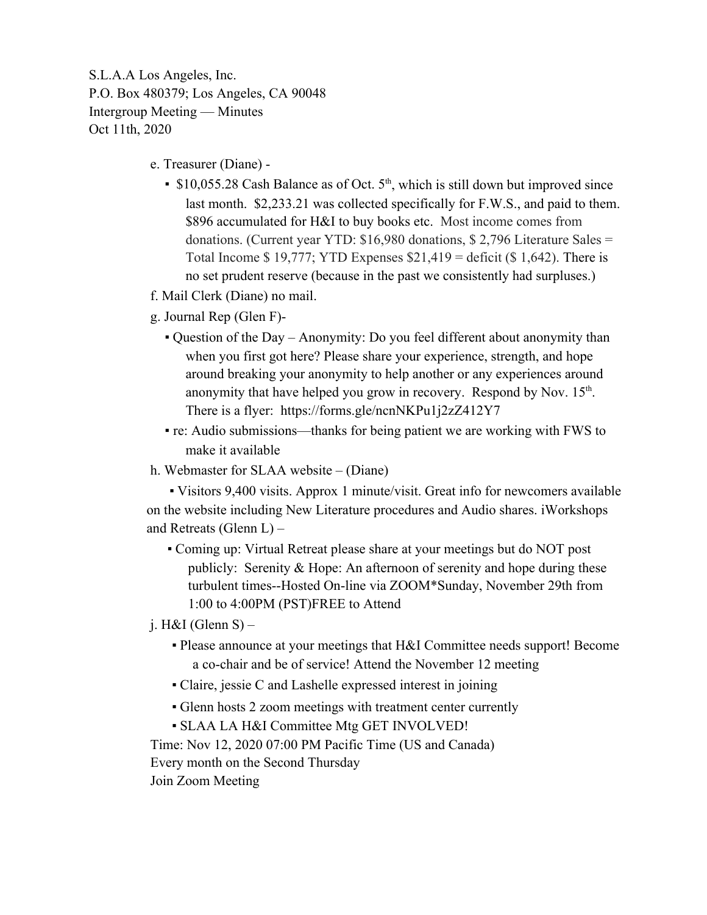S.L.A.A Los Angeles, Inc.
P.O. Box 480379; Los Angeles, CA 90048
Intergroup Meeting — Minutes
Oct 11th, 2020

e. Treasurer (Diane) -

- $10,055.28 Cash Balance as of Oct. 5th, which is still down but improved since last month. $2,233.21 was collected specifically for F.W.S., and paid to them. $896 accumulated for H&I to buy books etc. Most income comes from donations. (Current year YTD: $16,980 donations, $ 2,796 Literature Sales = Total Income $ 19,777; YTD Expenses $21,419 = deficit ($ 1,642). There is no set prudent reserve (because in the past we consistently had surpluses.)

f. Mail Clerk (Diane) no mail.

g. Journal Rep (Glen F)-

- Question of the Day – Anonymity: Do you feel different about anonymity than when you first got here? Please share your experience, strength, and hope around breaking your anonymity to help another or any experiences around anonymity that have helped you grow in recovery. Respond by Nov. 15th. There is a flyer: https://forms.gle/ncnNKPu1j2zZ412Y7
- re: Audio submissions—thanks for being patient we are working with FWS to make it available

h. Webmaster for SLAA website – (Diane)

- Visitors 9,400 visits. Approx 1 minute/visit. Great info for newcomers available on the website including New Literature procedures and Audio shares. iWorkshops and Retreats (Glenn L) –

- Coming up: Virtual Retreat please share at your meetings but do NOT post publicly: Serenity & Hope: An afternoon of serenity and hope during these turbulent times--Hosted On-line via ZOOM*Sunday, November 29th from 1:00 to 4:00PM (PST)FREE to Attend

j. H&I (Glenn S) –

- Please announce at your meetings that H&I Committee needs support! Become a co-chair and be of service! Attend the November 12 meeting
- Claire, jessie C and Lashelle expressed interest in joining
- Glenn hosts 2 zoom meetings with treatment center currently
- SLAA LA H&I Committee Mtg GET INVOLVED!

Time: Nov 12, 2020 07:00 PM Pacific Time (US and Canada)
Every month on the Second Thursday
Join Zoom Meeting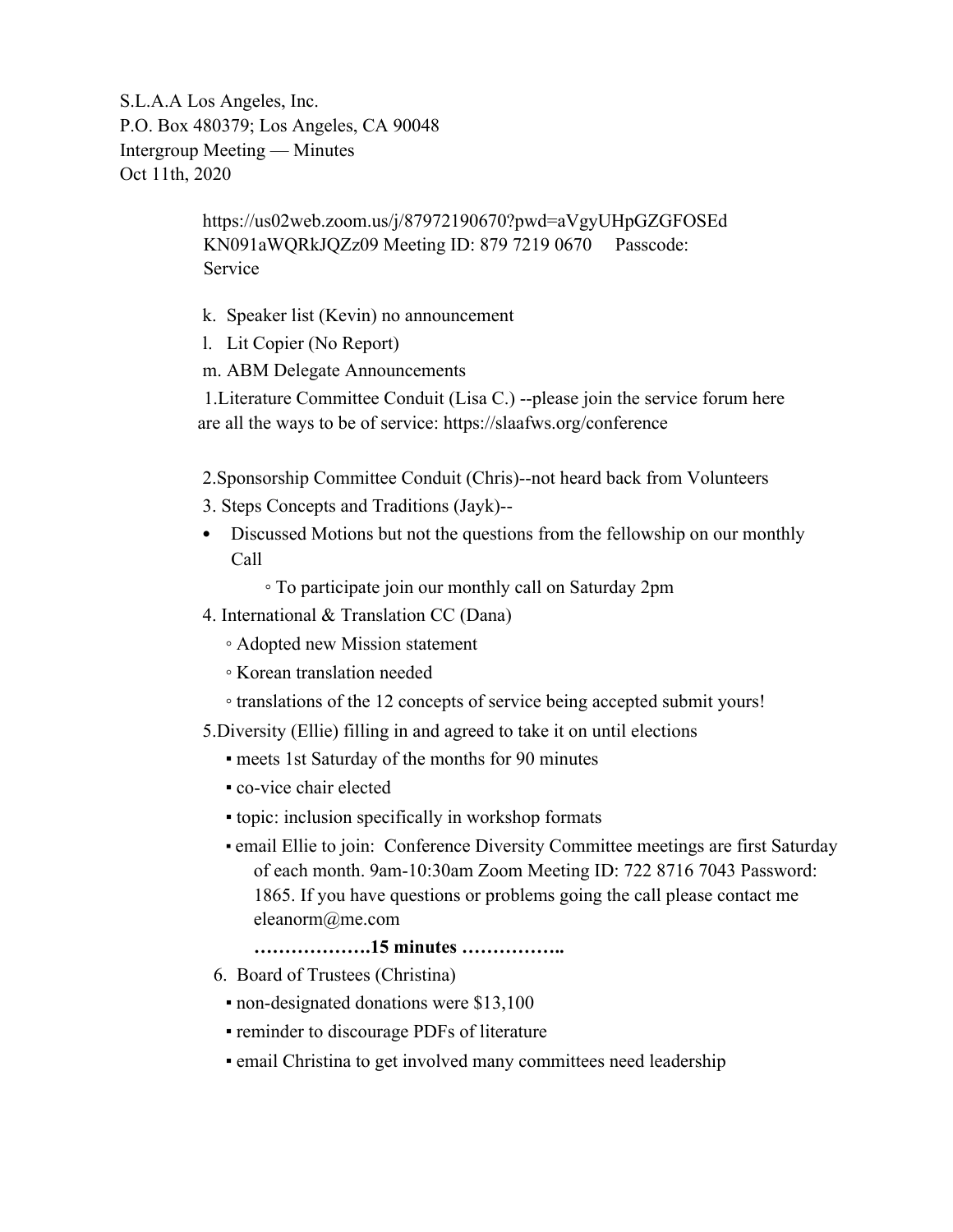S.L.A.A Los Angeles, Inc.
P.O. Box 480379; Los Angeles, CA 90048
Intergroup Meeting — Minutes
Oct 11th, 2020

https://us02web.zoom.us/j/87972190670?pwd=aVgyUHpGZGFOSEdKN091aWQRkJQZz09 Meeting ID: 879 7219 0670 Passcode: Service

k. Speaker list (Kevin) no announcement

l. Lit Copier (No Report)

m. ABM Delegate Announcements

1.Literature Committee Conduit (Lisa C.) --please join the service forum here are all the ways to be of service: https://slaafws.org/conference

2.Sponsorship Committee Conduit (Chris)--not heard back from Volunteers

3. Steps Concepts and Traditions (Jayk)--

- Discussed Motions but not the questions from the fellowship on our monthly Call
  - To participate join our monthly call on Saturday 2pm

4. International & Translation CC (Dana)

- Adopted new Mission statement
- Korean translation needed
- translations of the 12 concepts of service being accepted submit yours!

5.Diversity (Ellie) filling in and agreed to take it on until elections

- meets 1st Saturday of the months for 90 minutes
- co-vice chair elected
- topic: inclusion specifically in workshop formats
- email Ellie to join: Conference Diversity Committee meetings are first Saturday of each month. 9am-10:30am Zoom Meeting ID: 722 8716 7043 Password: 1865. If you have questions or problems going the call please contact me eleanorm@me.com

**……………….15 minutes ……………..**

6. Board of Trustees (Christina)

- non-designated donations were $13,100
- reminder to discourage PDFs of literature
- email Christina to get involved many committees need leadership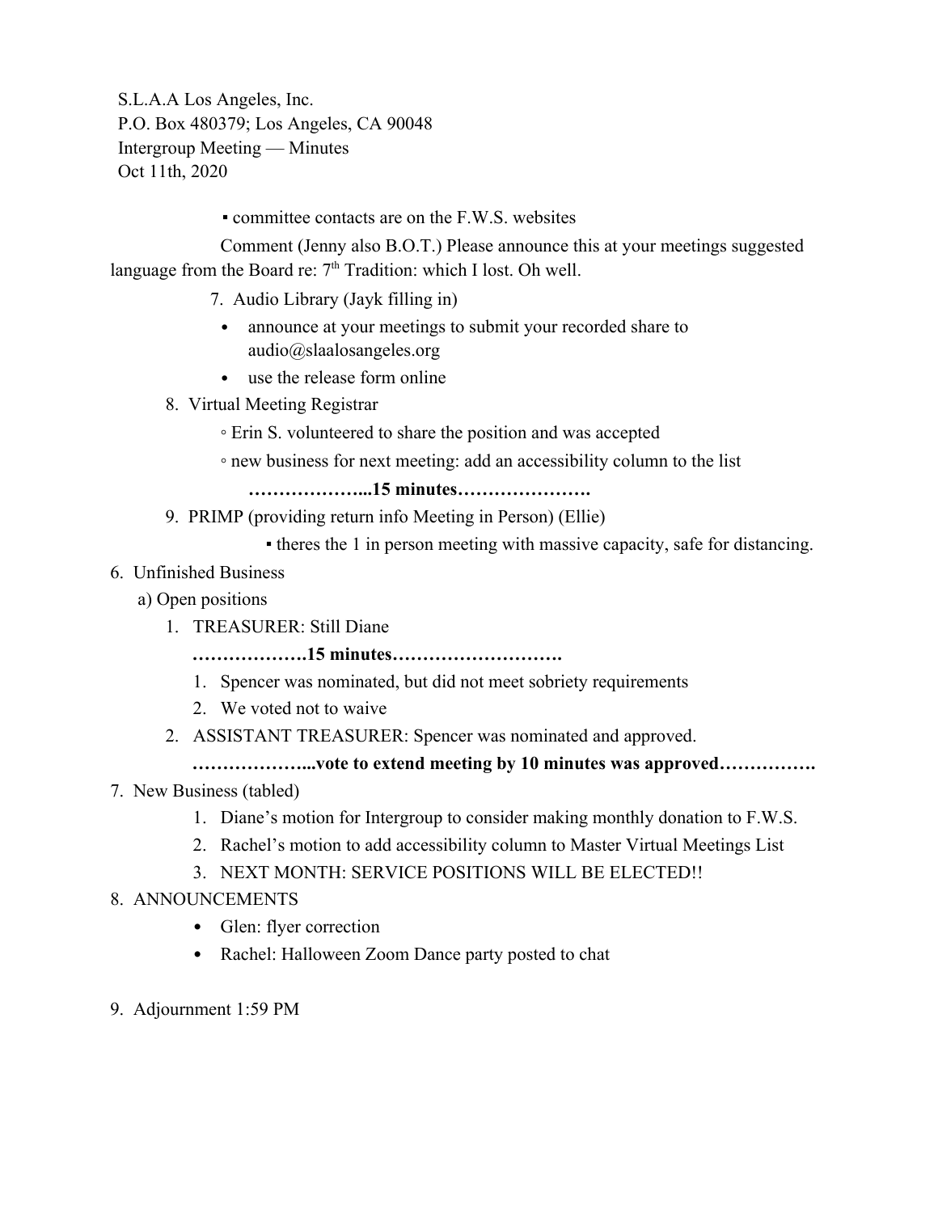S.L.A.A Los Angeles, Inc.
P.O. Box 480379; Los Angeles, CA 90048
Intergroup Meeting — Minutes
Oct 11th, 2020

- ▪ committee contacts are on the F.W.S. websites

Comment (Jenny also B.O.T.) Please announce this at your meetings suggested language from the Board re: 7th Tradition: which I lost. Oh well.

7. Audio Library (Jayk filling in)
   - announce at your meetings to submit your recorded share to audio@slaalosangeles.org
   - use the release form online
8. Virtual Meeting Registrar
   - ◦ Erin S. volunteered to share the position and was accepted
   - ◦ new business for next meeting: add an accessibility column to the list

   **………………...15 minutes………………….**

9. PRIMP (providing return info Meeting in Person) (Ellie)
   - ▪ theres the 1 in person meeting with massive capacity, safe for distancing.

6. Unfinished Business

   a) Open positions

   1. TREASURER: Still Diane

      **……………….15 minutes……………………….**

      1. Spencer was nominated, but did not meet sobriety requirements
      2. We voted not to waive
   2. ASSISTANT TREASURER: Spencer was nominated and approved.

      **………………...vote to extend meeting by 10 minutes was approved…………….**

7. New Business (tabled)
   1. Diane's motion for Intergroup to consider making monthly donation to F.W.S.
   2. Rachel's motion to add accessibility column to Master Virtual Meetings List
   3. NEXT MONTH: SERVICE POSITIONS WILL BE ELECTED!!
8. ANNOUNCEMENTS
   - Glen: flyer correction
   - Rachel: Halloween Zoom Dance party posted to chat
9. Adjournment 1:59 PM